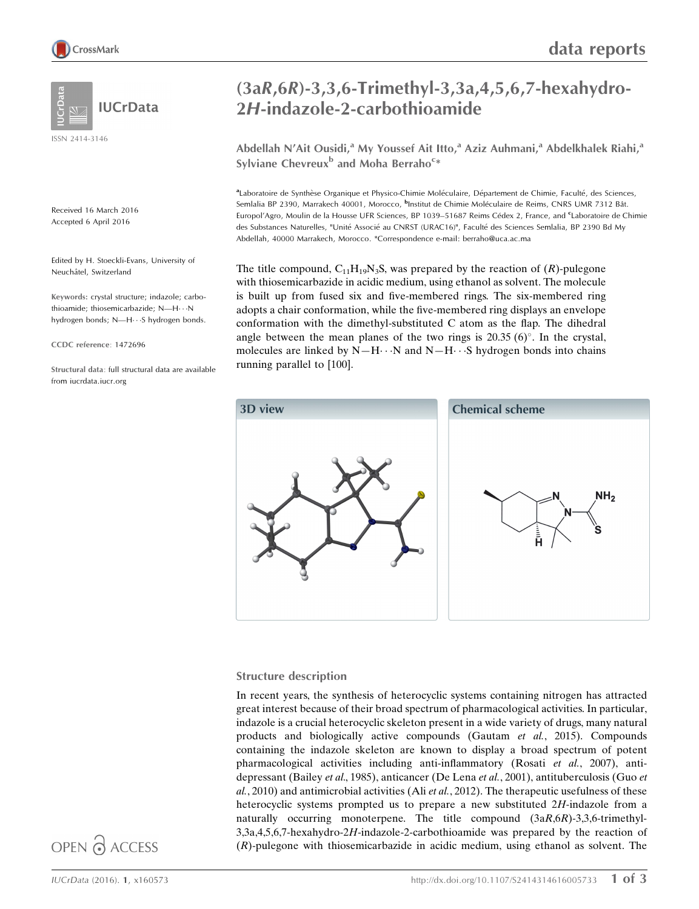# (3a*R*,6*R*)-3,3,6-Trimethyl-3,3a,4,5,6,7-hexahydro-2*H*-indazole-2-carbothioamide

ISSN 2414-3146

**Abdellah N'Ait Ousidi,[a] My Youssef Ait Itto,[a] Aziz Auhmani,[a] Abdelkhalek Riahi,[a] Sylviane Chevreux[b] and Moha Berraho[c]***

[a]Laboratoire de Synthèse Organique et Physico-Chimie Moléculaire, Département de Chimie, Faculté, des Sciences, Semlalia BP 2390, Marrakech 40001, Morocco, [b]Institut de Chimie Moléculaire de Reims, CNRS UMR 7312 Bât. Europol'Agro, Moulin de la Housse UFR Sciences, BP 1039–51687 Reims Cédex 2, France, and [c]Laboratoire de Chimie des Substances Naturelles, "Unité Associé au CNRST (URAC16)", Faculté des Sciences Semlalia, BP 2390 Bd My Abdellah, 40000 Marrakech, Morocco. *Correspondence e-mail: berraho@uca.ac.ma

Received 16 March 2016
Accepted 6 April 2016

Edited by H. Stoeckli-Evans, University of Neuchâtel, Switzerland

**Keywords:** crystal structure; indazole; carbothioamide; thiosemicarbazide; N—H⋯N hydrogen bonds; N—H⋯S hydrogen bonds.

**CCDC reference**: 1472696

**Structural data**: full structural data are available from iucrdata.iucr.org

The title compound, $C_{11}H_{19}N_3S$, was prepared by the reaction of (*R*)-pulegone with thiosemicarbazide in acidic medium, using ethanol as solvent. The molecule is built up from fused six and five-membered rings. The six-membered ring adopts a chair conformation, while the five-membered ring displays an envelope conformation with the dimethyl-substituted C atom as the flap. The dihedral angle between the mean planes of the two rings is 20.35 (6)°. In the crystal, molecules are linked by N—H⋯N and N—H⋯S hydrogen bonds into chains running parallel to [100].

**3D view**

**Chemical scheme**

## Structure description

In recent years, the synthesis of heterocyclic systems containing nitrogen has attracted great interest because of their broad spectrum of pharmacological activities. In particular, indazole is a crucial heterocyclic skeleton present in a wide variety of drugs, many natural products and biologically active compounds (Gautam *et al.*, 2015). Compounds containing the indazole skeleton are known to display a broad spectrum of potent pharmacological activities including anti-inflammatory (Rosati *et al.*, 2007), anti-depressant (Bailey *et al.*, 1985), anticancer (De Lena *et al.*, 2001), antituberculosis (Guo *et al.*, 2010) and antimicrobial activities (Ali *et al.*, 2012). The therapeutic usefulness of these heterocyclic systems prompted us to prepare a new substituted 2*H*-indazole from a naturally occurring monoterpene. The title compound (3a*R*,6*R*)-3,3,6-trimethyl-3,3a,4,5,6,7-hexahydro-2*H*-indazole-2-carbothioamide was prepared by the reaction of (*R*)-pulegone with thiosemicarbazide in acidic medium, using ethanol as solvent. The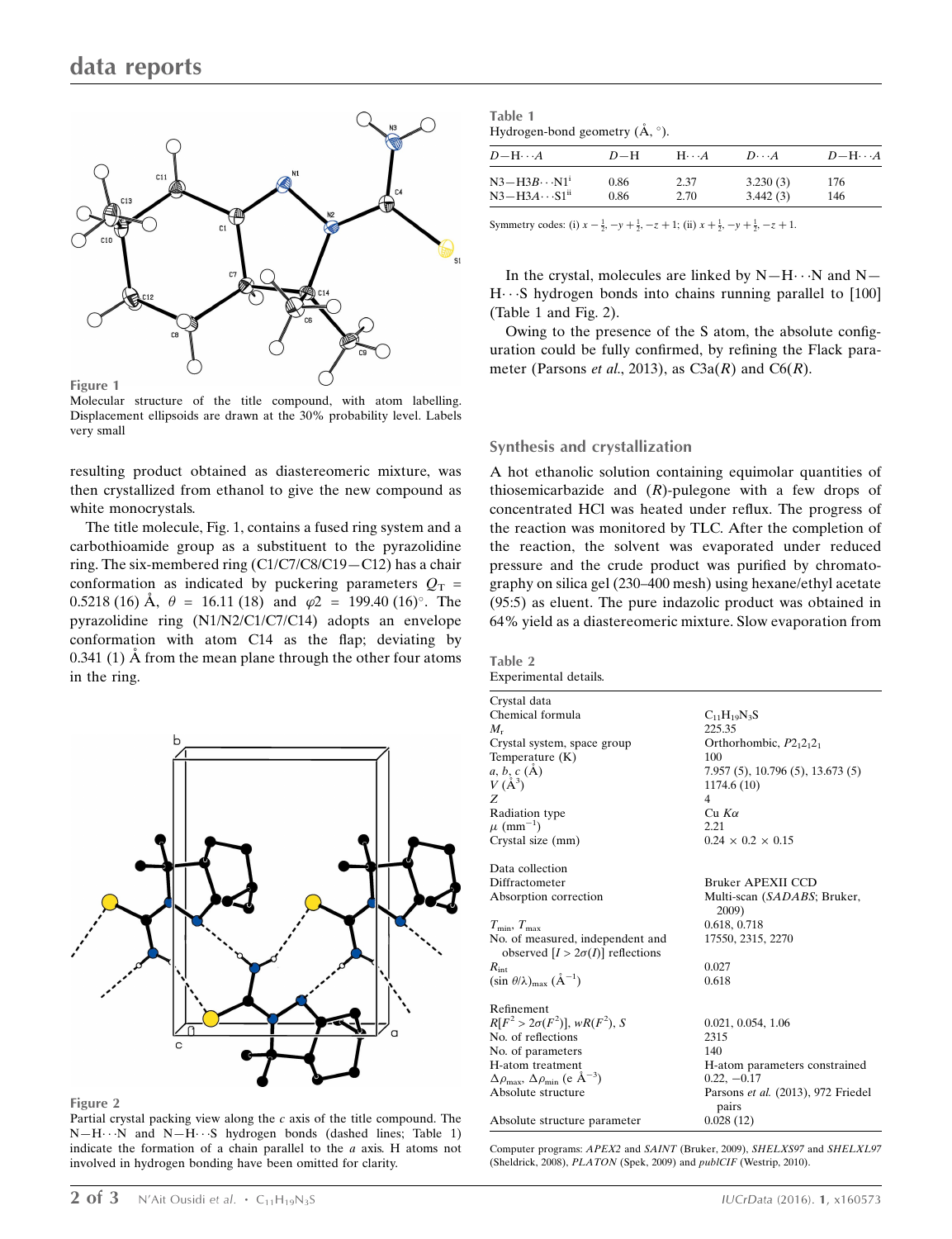**Figure 1**
Molecular structure of the title compound, with atom labelling. Displacement ellipsoids are drawn at the 30% probability level. Labels very small

resulting product obtained as diastereomeric mixture, was then crystallized from ethanol to give the new compound as white monocrystals.

The title molecule, Fig. 1, contains a fused ring system and a carbothioamide group as a substituent to the pyrazolidine ring. The six-membered ring (C1/C7/C8/C19—C12) has a chair conformation as indicated by puckering parameters $Q_T$ = 0.5218 (16) Å, $\theta$ = 16.11 (18) and $\varphi 2$ = 199.40 (16)°. The pyrazolidine ring (N1/N2/C1/C7/C14) adopts an envelope conformation with atom C14 as the flap; deviating by 0.341 (1) Å from the mean plane through the other four atoms in the ring.

**Figure 2**
Partial crystal packing view along the *c* axis of the title compound. The N—H···N and N—H···S hydrogen bonds (dashed lines; Table 1) indicate the formation of a chain parallel to the *a* axis. H atoms not involved in hydrogen bonding have been omitted for clarity.

**Table 1**
Hydrogen-bond geometry (Å, °).

| $D$—H···$A$ | $D$—H | H···$A$ | $D$···$A$ | $D$—H···$A$ |
|---|---|---|---|---|
| N3—H3$B$···N1[i] | 0.86 | 2.37 | 3.230 (3) | 176 |
| N3—H3$A$···S1[ii] | 0.86 | 2.70 | 3.442 (3) | 146 |

Symmetry codes: (i) $x - \frac{1}{2}, -y + \frac{1}{2}, -z + 1$; (ii) $x + \frac{1}{2}, -y + \frac{1}{2}, -z + 1$.

In the crystal, molecules are linked by N—H···N and N—H···S hydrogen bonds into chains running parallel to [100] (Table 1 and Fig. 2).

Owing to the presence of the S atom, the absolute configuration could be fully confirmed, by refining the Flack parameter (Parsons *et al.*, 2013), as C3a(*R*) and C6(*R*).

## Synthesis and crystallization

A hot ethanolic solution containing equimolar quantities of thiosemicarbazide and (*R*)-pulegone with a few drops of concentrated HCl was heated under reflux. The progress of the reaction was monitored by TLC. After the completion of the reaction, the solvent was evaporated under reduced pressure and the crude product was purified by chromatography on silica gel (230–400 mesh) using hexane/ethyl acetate (95:5) as eluent. The pure indazolic product was obtained in 64% yield as a diastereomeric mixture. Slow evaporation from

**Table 2**
Experimental details.

| | |
|---|---|
| Crystal data | |
| Chemical formula | $C_{11}H_{19}N_3S$ |
| $M_r$ | 225.35 |
| Crystal system, space group | Orthorhombic, $P2_12_12_1$ |
| Temperature (K) | 100 |
| $a$, $b$, $c$ (Å) | 7.957 (5), 10.796 (5), 13.673 (5) |
| $V$ (Å$^3$) | 1174.6 (10) |
| $Z$ | 4 |
| Radiation type | Cu $K\alpha$ |
| $\mu$ (mm$^{-1}$) | 2.21 |
| Crystal size (mm) | 0.24 × 0.2 × 0.15 |
| Data collection | |
| Diffractometer | Bruker APEXII CCD |
| Absorption correction | Multi-scan (*SADABS*; Bruker, 2009) |
| $T_{min}$, $T_{max}$ | 0.618, 0.718 |
| No. of measured, independent and observed [$I > 2\sigma(I)$] reflections | 17550, 2315, 2270 |
| $R_{int}$ | 0.027 |
| $(\sin \theta/\lambda)_{max}$ (Å$^{-1}$) | 0.618 |
| Refinement | |
| $R[F^2 > 2\sigma(F^2)]$, $wR(F^2)$, $S$ | 0.021, 0.054, 1.06 |
| No. of reflections | 2315 |
| No. of parameters | 140 |
| H-atom treatment | H-atom parameters constrained |
| $\Delta\rho_{max}$, $\Delta\rho_{min}$ (e Å$^{-3}$) | 0.22, −0.17 |
| Absolute structure | Parsons *et al.* (2013), 972 Friedel pairs |
| Absolute structure parameter | 0.028 (12) |

Computer programs: *APEX2* and *SAINT* (Bruker, 2009), *SHELXS97* and *SHELXL97* (Sheldrick, 2008), *PLATON* (Spek, 2009) and *publCIF* (Westrip, 2010).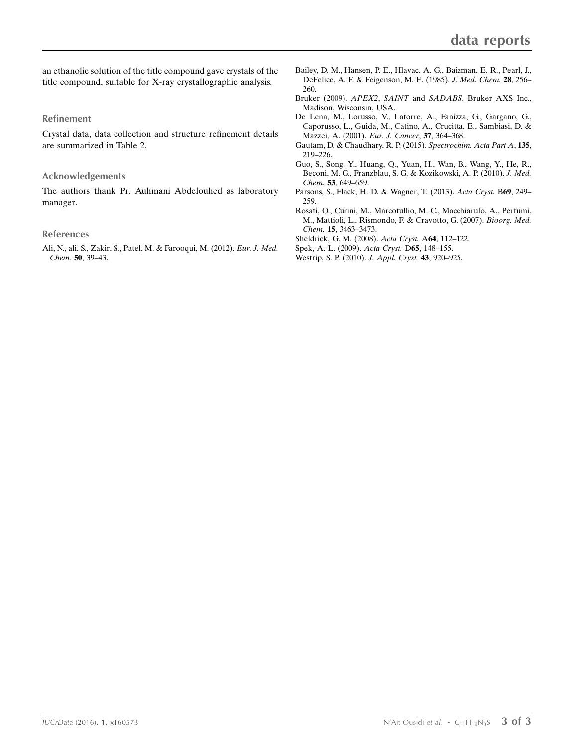an ethanolic solution of the title compound gave crystals of the title compound, suitable for X-ray crystallographic analysis.

## Refinement

Crystal data, data collection and structure refinement details are summarized in Table 2.

## Acknowledgements

The authors thank Pr. Auhmani Abdelouhed as laboratory manager.

## References

Ali, N., ali, S., Zakir, S., Patel, M. & Farooqui, M. (2012). *Eur. J. Med. Chem.* **50**, 39–43.

Bailey, D. M., Hansen, P. E., Hlavac, A. G., Baizman, E. R., Pearl, J., DeFelice, A. F. & Feigenson, M. E. (1985). *J. Med. Chem.* **28**, 256–260.

Bruker (2009). *APEX2*, *SAINT* and *SADABS*. Bruker AXS Inc., Madison, Wisconsin, USA.

De Lena, M., Lorusso, V., Latorre, A., Fanizza, G., Gargano, G., Caporusso, L., Guida, M., Catino, A., Crucitta, E., Sambiasi, D. & Mazzei, A. (2001). *Eur. J. Cancer*, **37**, 364–368.

Gautam, D. & Chaudhary, R. P. (2015). *Spectrochim. Acta Part A*, **135**, 219–226.

Guo, S., Song, Y., Huang, Q., Yuan, H., Wan, B., Wang, Y., He, R., Beconi, M. G., Franzblau, S. G. & Kozikowski, A. P. (2010). *J. Med. Chem.* **53**, 649–659.

Parsons, S., Flack, H. D. & Wagner, T. (2013). *Acta Cryst.* B**69**, 249–259.

Rosati, O., Curini, M., Marcotullio, M. C., Macchiarulo, A., Perfumi, M., Mattioli, L., Rismondo, F. & Cravotto, G. (2007). *Bioorg. Med. Chem.* **15**, 3463–3473.

Sheldrick, G. M. (2008). *Acta Cryst.* A**64**, 112–122.

Spek, A. L. (2009). *Acta Cryst.* D**65**, 148–155.

Westrip, S. P. (2010). *J. Appl. Cryst.* **43**, 920–925.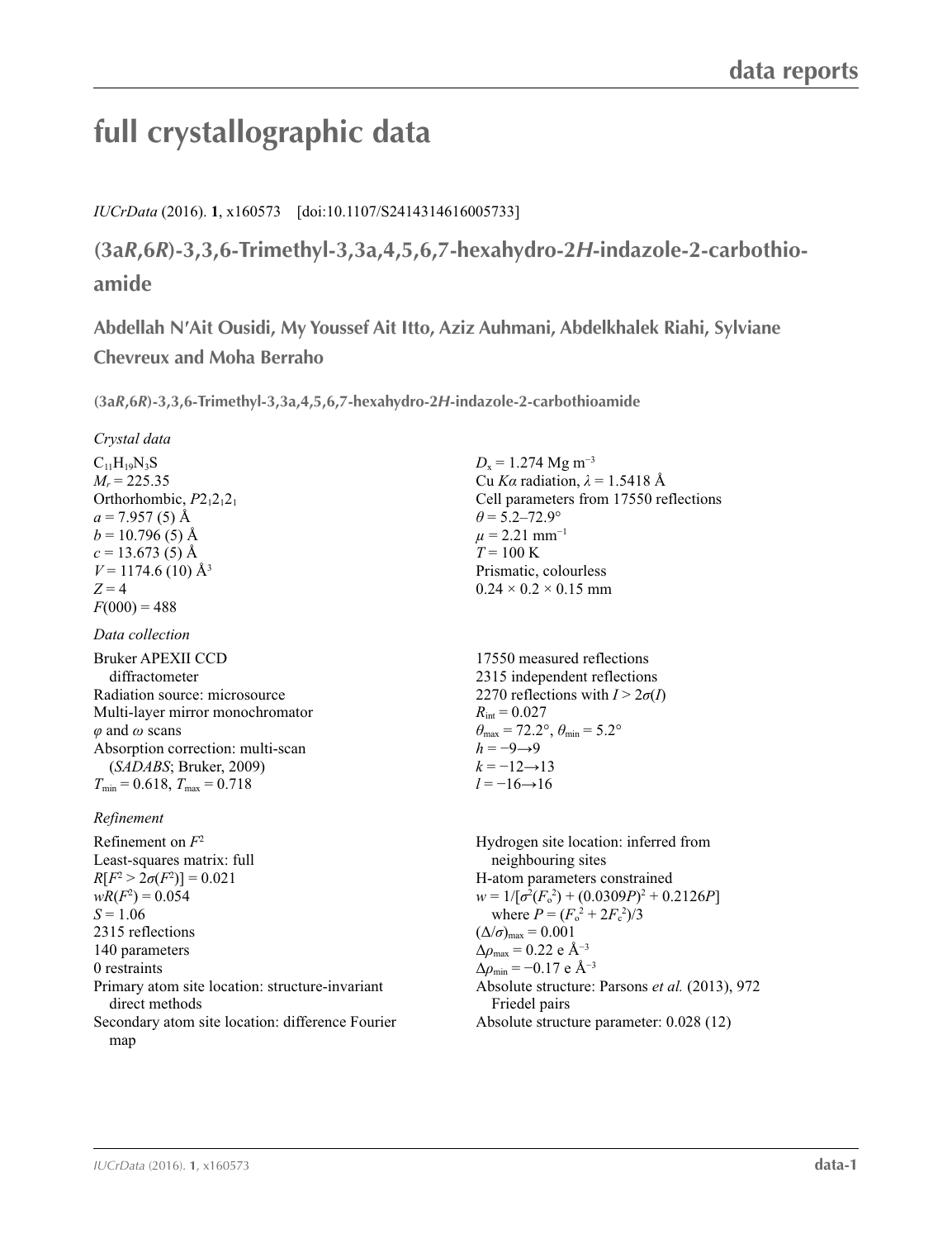# full crystallographic data

*IUCrData* (2016). **1**, x160573 [doi:10.1107/S2414314616005733]

## (3a*R*,6*R*)-3,3,6-Trimethyl-3,3a,4,5,6,7-hexahydro-2*H*-indazole-2-carbothioamide

**Abdellah N′Ait Ousidi, My Youssef Ait Itto, Aziz Auhmani, Abdelkhalek Riahi, Sylviane Chevreux and Moha Berraho**

**(3a*R*,6*R*)-3,3,6-Trimethyl-3,3a,4,5,6,7-hexahydro-2*H*-indazole-2-carbothioamide**

### *Crystal data*

$C_{11}H_{19}N_3S$
$M_r$ = 225.35
Orthorhombic, $P2_12_12_1$
*a* = 7.957 (5) Å
*b* = 10.796 (5) Å
*c* = 13.673 (5) Å
*V* = 1174.6 (10) Å$^3$
*Z* = 4
*F*(000) = 488
$D_x$ = 1.274 Mg m$^{-3}$
Cu *Kα* radiation, λ = 1.5418 Å
Cell parameters from 17550 reflections
θ = 5.2–72.9°
μ = 2.21 mm$^{-1}$
*T* = 100 K
Prismatic, colourless
0.24 × 0.2 × 0.15 mm

### *Data collection*

Bruker APEXII CCD diffractometer
Radiation source: microsource
Multi-layer mirror monochromator
φ and ω scans
Absorption correction: multi-scan (*SADABS*; Bruker, 2009)
$T_{min}$ = 0.618, $T_{max}$ = 0.718
17550 measured reflections
2315 independent reflections
2270 reflections with *I* > 2σ(*I*)
$R_{int}$ = 0.027
$\theta_{max}$ = 72.2°, $\theta_{min}$ = 5.2°
*h* = −9→9
*k* = −12→13
*l* = −16→16

### *Refinement*

Refinement on $F^2$
Least-squares matrix: full
$R[F^2 > 2\sigma(F^2)]$ = 0.021
$wR(F^2)$ = 0.054
*S* = 1.06
2315 reflections
140 parameters
0 restraints
Primary atom site location: structure-invariant direct methods
Secondary atom site location: difference Fourier map
Hydrogen site location: inferred from neighbouring sites
H-atom parameters constrained
$w = 1/[\sigma^2(F_o^2) + (0.0309P)^2 + 0.2126P]$ where $P = (F_o^2 + 2F_c^2)/3$
$(\Delta/\sigma)_{max}$ = 0.001
$\Delta\rho_{max}$ = 0.22 e Å$^{-3}$
$\Delta\rho_{min}$ = −0.17 e Å$^{-3}$
Absolute structure: Parsons *et al.* (2013), 972 Friedel pairs
Absolute structure parameter: 0.028 (12)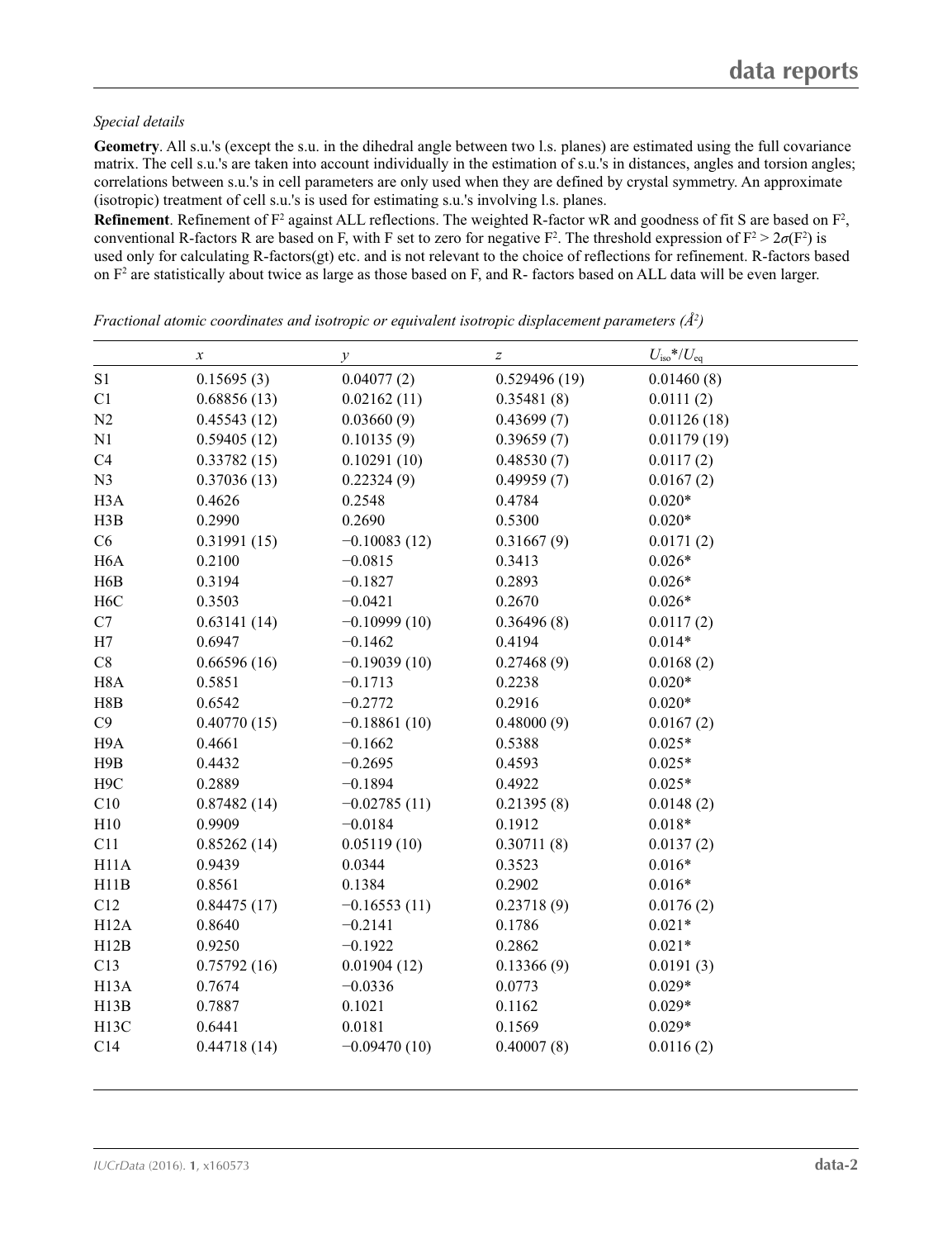*Special details*

**Geometry**. All s.u.'s (except the s.u. in the dihedral angle between two l.s. planes) are estimated using the full covariance matrix. The cell s.u.'s are taken into account individually in the estimation of s.u.'s in distances, angles and torsion angles; correlations between s.u.'s in cell parameters are only used when they are defined by crystal symmetry. An approximate (isotropic) treatment of cell s.u.'s is used for estimating s.u.'s involving l.s. planes.

**Refinement**. Refinement of $F^2$ against ALL reflections. The weighted R-factor wR and goodness of fit S are based on $F^2$, conventional R-factors R are based on F, with F set to zero for negative $F^2$. The threshold expression of $F^2 > 2\sigma(F^2)$ is used only for calculating R-factors(gt) etc. and is not relevant to the choice of reflections for refinement. R-factors based on $F^2$ are statistically about twice as large as those based on F, and R- factors based on ALL data will be even larger.

*Fractional atomic coordinates and isotropic or equivalent isotropic displacement parameters (Å$^2$)*

| | *x* | *y* | *z* | $U_{iso}$*/$U_{eq}$ |
|---|---|---|---|---|
| S1 | 0.15695 (3) | 0.04077 (2) | 0.529496 (19) | 0.01460 (8) |
| C1 | 0.68856 (13) | 0.02162 (11) | 0.35481 (8) | 0.0111 (2) |
| N2 | 0.45543 (12) | 0.03660 (9) | 0.43699 (7) | 0.01126 (18) |
| N1 | 0.59405 (12) | 0.10135 (9) | 0.39659 (7) | 0.01179 (19) |
| C4 | 0.33782 (15) | 0.10291 (10) | 0.48530 (7) | 0.0117 (2) |
| N3 | 0.37036 (13) | 0.22324 (9) | 0.49959 (7) | 0.0167 (2) |
| H3A | 0.4626 | 0.2548 | 0.4784 | 0.020* |
| H3B | 0.2990 | 0.2690 | 0.5300 | 0.020* |
| C6 | 0.31991 (15) | −0.10083 (12) | 0.31667 (9) | 0.0171 (2) |
| H6A | 0.2100 | −0.0815 | 0.3413 | 0.026* |
| H6B | 0.3194 | −0.1827 | 0.2893 | 0.026* |
| H6C | 0.3503 | −0.0421 | 0.2670 | 0.026* |
| C7 | 0.63141 (14) | −0.10999 (10) | 0.36496 (8) | 0.0117 (2) |
| H7 | 0.6947 | −0.1462 | 0.4194 | 0.014* |
| C8 | 0.66596 (16) | −0.19039 (10) | 0.27468 (9) | 0.0168 (2) |
| H8A | 0.5851 | −0.1713 | 0.2238 | 0.020* |
| H8B | 0.6542 | −0.2772 | 0.2916 | 0.020* |
| C9 | 0.40770 (15) | −0.18861 (10) | 0.48000 (9) | 0.0167 (2) |
| H9A | 0.4661 | −0.1662 | 0.5388 | 0.025* |
| H9B | 0.4432 | −0.2695 | 0.4593 | 0.025* |
| H9C | 0.2889 | −0.1894 | 0.4922 | 0.025* |
| C10 | 0.87482 (14) | −0.02785 (11) | 0.21395 (8) | 0.0148 (2) |
| H10 | 0.9909 | −0.0184 | 0.1912 | 0.018* |
| C11 | 0.85262 (14) | 0.05119 (10) | 0.30711 (8) | 0.0137 (2) |
| H11A | 0.9439 | 0.0344 | 0.3523 | 0.016* |
| H11B | 0.8561 | 0.1384 | 0.2902 | 0.016* |
| C12 | 0.84475 (17) | −0.16553 (11) | 0.23718 (9) | 0.0176 (2) |
| H12A | 0.8640 | −0.2141 | 0.1786 | 0.021* |
| H12B | 0.9250 | −0.1922 | 0.2862 | 0.021* |
| C13 | 0.75792 (16) | 0.01904 (12) | 0.13366 (9) | 0.0191 (3) |
| H13A | 0.7674 | −0.0336 | 0.0773 | 0.029* |
| H13B | 0.7887 | 0.1021 | 0.1162 | 0.029* |
| H13C | 0.6441 | 0.0181 | 0.1569 | 0.029* |
| C14 | 0.44718 (14) | −0.09470 (10) | 0.40007 (8) | 0.0116 (2) |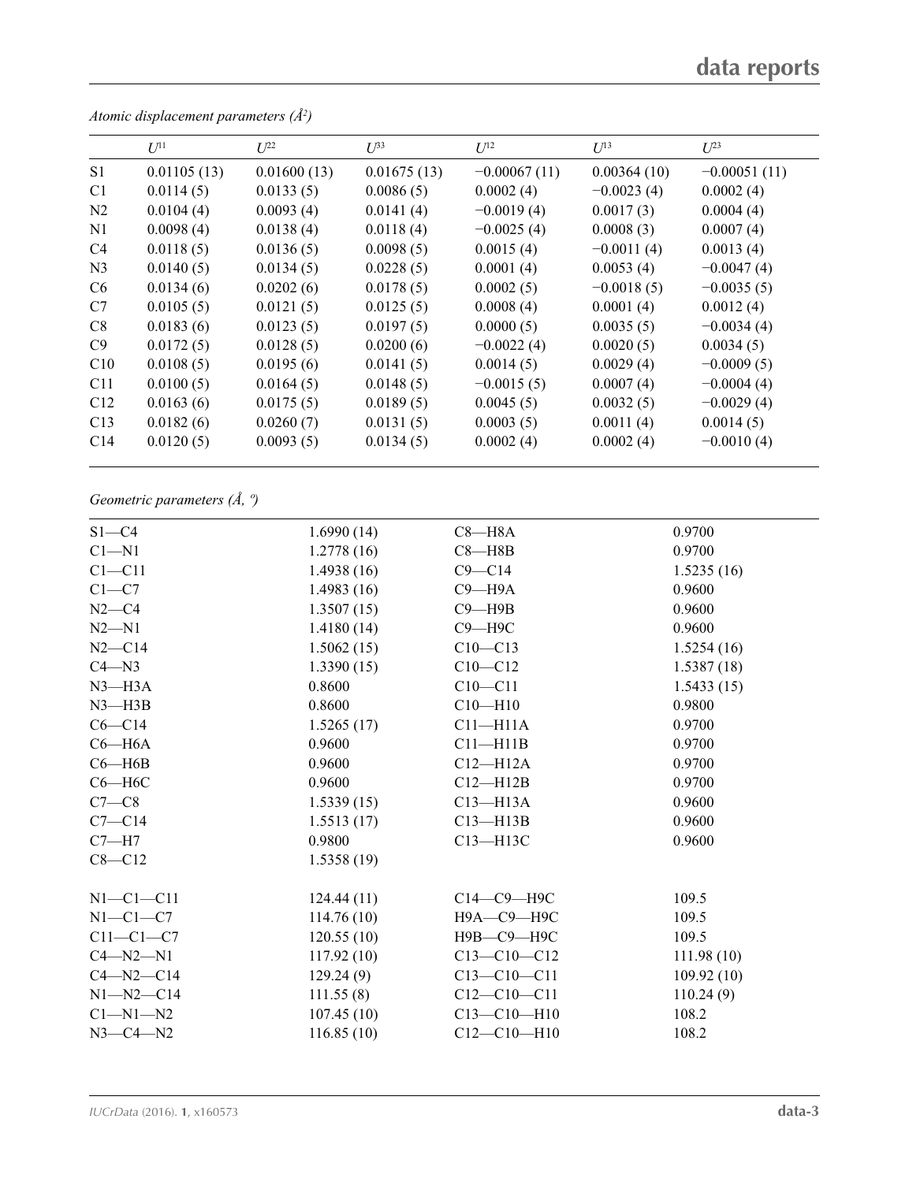*Atomic displacement parameters (Å²)*

| | $U^{11}$ | $U^{22}$ | $U^{33}$ | $U^{12}$ | $U^{13}$ | $U^{23}$ |
|---|---|---|---|---|---|---|
| S1 | 0.01105 (13) | 0.01600 (13) | 0.01675 (13) | −0.00067 (11) | 0.00364 (10) | −0.00051 (11) |
| C1 | 0.0114 (5) | 0.0133 (5) | 0.0086 (5) | 0.0002 (4) | −0.0023 (4) | 0.0002 (4) |
| N2 | 0.0104 (4) | 0.0093 (4) | 0.0141 (4) | −0.0019 (4) | 0.0017 (3) | 0.0004 (4) |
| N1 | 0.0098 (4) | 0.0138 (4) | 0.0118 (4) | −0.0025 (4) | 0.0008 (3) | 0.0007 (4) |
| C4 | 0.0118 (5) | 0.0136 (5) | 0.0098 (5) | 0.0015 (4) | −0.0011 (4) | 0.0013 (4) |
| N3 | 0.0140 (5) | 0.0134 (5) | 0.0228 (5) | 0.0001 (4) | 0.0053 (4) | −0.0047 (4) |
| C6 | 0.0134 (6) | 0.0202 (6) | 0.0178 (5) | 0.0002 (5) | −0.0018 (5) | −0.0035 (5) |
| C7 | 0.0105 (5) | 0.0121 (5) | 0.0125 (5) | 0.0008 (4) | 0.0001 (4) | 0.0012 (4) |
| C8 | 0.0183 (6) | 0.0123 (5) | 0.0197 (5) | 0.0000 (5) | 0.0035 (5) | −0.0034 (4) |
| C9 | 0.0172 (5) | 0.0128 (5) | 0.0200 (6) | −0.0022 (4) | 0.0020 (5) | 0.0034 (5) |
| C10 | 0.0108 (5) | 0.0195 (6) | 0.0141 (5) | 0.0014 (5) | 0.0029 (4) | −0.0009 (5) |
| C11 | 0.0100 (5) | 0.0164 (5) | 0.0148 (5) | −0.0015 (5) | 0.0007 (4) | −0.0004 (4) |
| C12 | 0.0163 (6) | 0.0175 (5) | 0.0189 (5) | 0.0045 (5) | 0.0032 (5) | −0.0029 (4) |
| C13 | 0.0182 (6) | 0.0260 (7) | 0.0131 (5) | 0.0003 (5) | 0.0011 (4) | 0.0014 (5) |
| C14 | 0.0120 (5) | 0.0093 (5) | 0.0134 (5) | 0.0002 (4) | 0.0002 (4) | −0.0010 (4) |

*Geometric parameters (Å, º)*

| | | | |
|---|---|---|---|
| S1—C4 | 1.6990 (14) | C8—H8A | 0.9700 |
| C1—N1 | 1.2778 (16) | C8—H8B | 0.9700 |
| C1—C11 | 1.4938 (16) | C9—C14 | 1.5235 (16) |
| C1—C7 | 1.4983 (16) | C9—H9A | 0.9600 |
| N2—C4 | 1.3507 (15) | C9—H9B | 0.9600 |
| N2—N1 | 1.4180 (14) | C9—H9C | 0.9600 |
| N2—C14 | 1.5062 (15) | C10—C13 | 1.5254 (16) |
| C4—N3 | 1.3390 (15) | C10—C12 | 1.5387 (18) |
| N3—H3A | 0.8600 | C10—C11 | 1.5433 (15) |
| N3—H3B | 0.8600 | C10—H10 | 0.9800 |
| C6—C14 | 1.5265 (17) | C11—H11A | 0.9700 |
| C6—H6A | 0.9600 | C11—H11B | 0.9700 |
| C6—H6B | 0.9600 | C12—H12A | 0.9700 |
| C6—H6C | 0.9600 | C12—H12B | 0.9700 |
| C7—C8 | 1.5339 (15) | C13—H13A | 0.9600 |
| C7—C14 | 1.5513 (17) | C13—H13B | 0.9600 |
| C7—H7 | 0.9800 | C13—H13C | 0.9600 |
| C8—C12 | 1.5358 (19) | | |
| | | | |
| N1—C1—C11 | 124.44 (11) | C14—C9—H9C | 109.5 |
| N1—C1—C7 | 114.76 (10) | H9A—C9—H9C | 109.5 |
| C11—C1—C7 | 120.55 (10) | H9B—C9—H9C | 109.5 |
| C4—N2—N1 | 117.92 (10) | C13—C10—C12 | 111.98 (10) |
| C4—N2—C14 | 129.24 (9) | C13—C10—C11 | 109.92 (10) |
| N1—N2—C14 | 111.55 (8) | C12—C10—C11 | 110.24 (9) |
| C1—N1—N2 | 107.45 (10) | C13—C10—H10 | 108.2 |
| N3—C4—N2 | 116.85 (10) | C12—C10—H10 | 108.2 |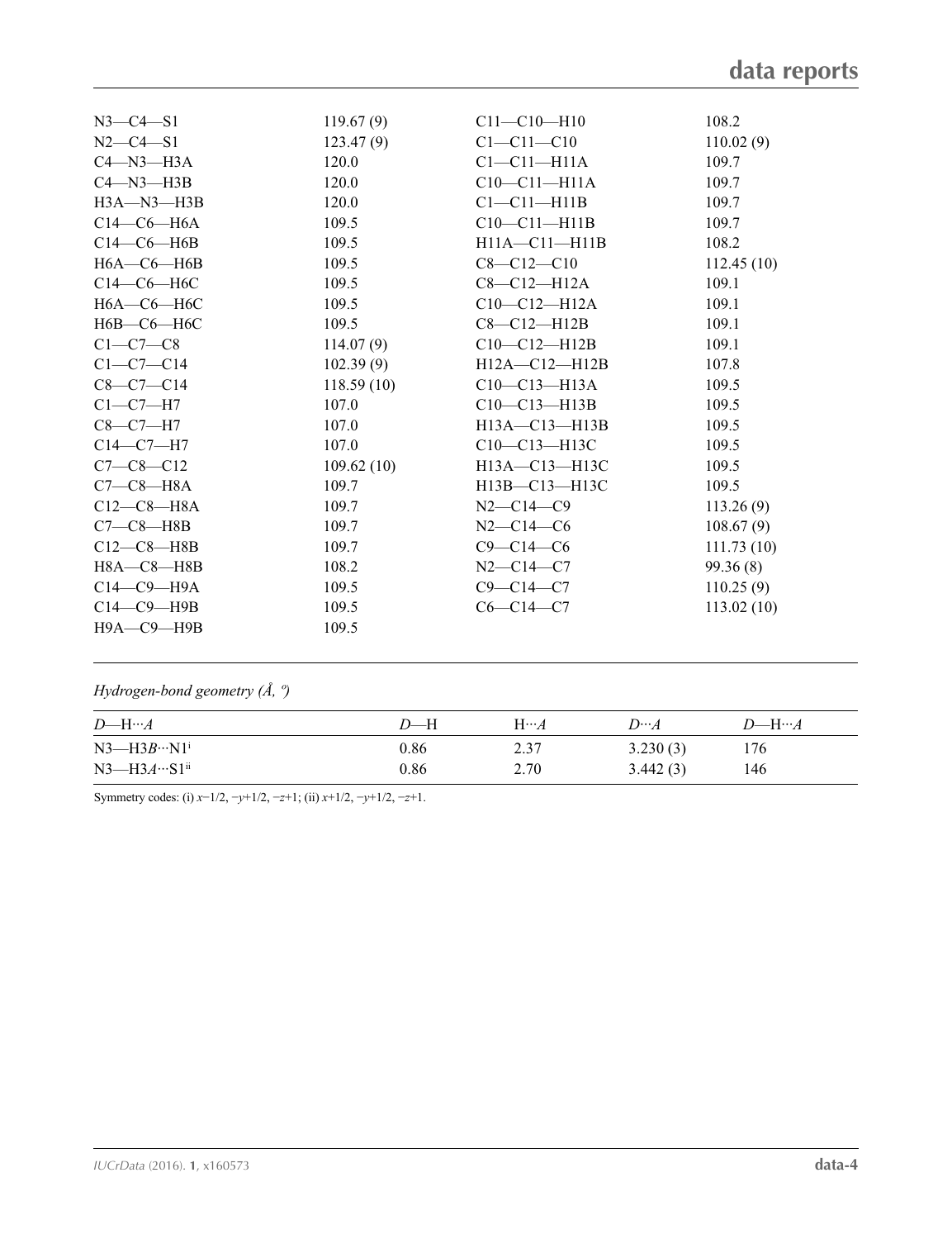| | | | |
|---|---|---|---|
| N3—C4—S1 | 119.67 (9) | C11—C10—H10 | 108.2 |
| N2—C4—S1 | 123.47 (9) | C1—C11—C10 | 110.02 (9) |
| C4—N3—H3A | 120.0 | C1—C11—H11A | 109.7 |
| C4—N3—H3B | 120.0 | C10—C11—H11A | 109.7 |
| H3A—N3—H3B | 120.0 | C1—C11—H11B | 109.7 |
| C14—C6—H6A | 109.5 | C10—C11—H11B | 109.7 |
| C14—C6—H6B | 109.5 | H11A—C11—H11B | 108.2 |
| H6A—C6—H6B | 109.5 | C8—C12—C10 | 112.45 (10) |
| C14—C6—H6C | 109.5 | C8—C12—H12A | 109.1 |
| H6A—C6—H6C | 109.5 | C10—C12—H12A | 109.1 |
| H6B—C6—H6C | 109.5 | C8—C12—H12B | 109.1 |
| C1—C7—C8 | 114.07 (9) | C10—C12—H12B | 109.1 |
| C1—C7—C14 | 102.39 (9) | H12A—C12—H12B | 107.8 |
| C8—C7—C14 | 118.59 (10) | C10—C13—H13A | 109.5 |
| C1—C7—H7 | 107.0 | C10—C13—H13B | 109.5 |
| C8—C7—H7 | 107.0 | H13A—C13—H13B | 109.5 |
| C14—C7—H7 | 107.0 | C10—C13—H13C | 109.5 |
| C7—C8—C12 | 109.62 (10) | H13A—C13—H13C | 109.5 |
| C7—C8—H8A | 109.7 | H13B—C13—H13C | 109.5 |
| C12—C8—H8A | 109.7 | N2—C14—C9 | 113.26 (9) |
| C7—C8—H8B | 109.7 | N2—C14—C6 | 108.67 (9) |
| C12—C8—H8B | 109.7 | C9—C14—C6 | 111.73 (10) |
| H8A—C8—H8B | 108.2 | N2—C14—C7 | 99.36 (8) |
| C14—C9—H9A | 109.5 | C9—C14—C7 | 110.25 (9) |
| C14—C9—H9B | 109.5 | C6—C14—C7 | 113.02 (10) |
| H9A—C9—H9B | 109.5 | | |

*Hydrogen-bond geometry (Å, º)*

| $D$—H···$A$ | $D$—H | H···$A$ | $D$···$A$ | $D$—H···$A$ |
|---|---|---|---|---|
| N3—H3$B$···N1[i] | 0.86 | 2.37 | 3.230 (3) | 176 |
| N3—H3$A$···S1[ii] | 0.86 | 2.70 | 3.442 (3) | 146 |

Symmetry codes: (i) $x-1/2, -y+1/2, -z+1$; (ii) $x+1/2, -y+1/2, -z+1$.